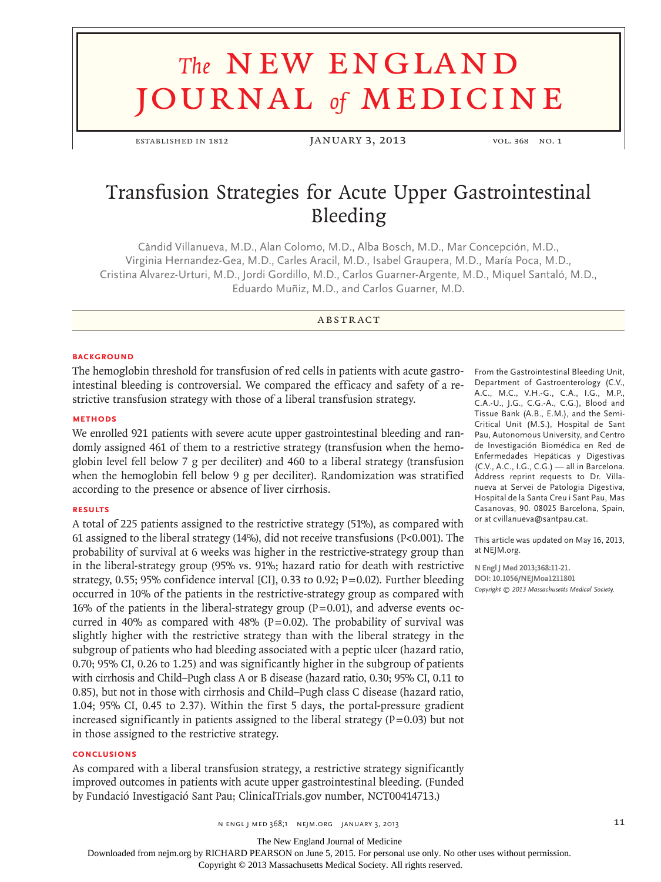# Transfusion Strategies for Acute Upper Gastrointestinal Bleeding

Càndid Villanueva, M.D., Alan Colomo, M.D., Alba Bosch, M.D., Mar Concepción, M.D., Virginia Hernandez-Gea, M.D., Carles Aracil, M.D., Isabel Graupera, M.D., María Poca, M.D., Cristina Alvarez-Urturi, M.D., Jordi Gordillo, M.D., Carlos Guarner-Argente, M.D., Miquel Santaló, M.D., Eduardo Muñiz, M.D., and Carlos Guarner, M.D.

## ABSTRACT

### BACKGROUND

The hemoglobin threshold for transfusion of red cells in patients with acute gastrointestinal bleeding is controversial. We compared the efficacy and safety of a restrictive transfusion strategy with those of a liberal transfusion strategy.

### METHODS

We enrolled 921 patients with severe acute upper gastrointestinal bleeding and randomly assigned 461 of them to a restrictive strategy (transfusion when the hemoglobin level fell below 7 g per deciliter) and 460 to a liberal strategy (transfusion when the hemoglobin fell below 9 g per deciliter). Randomization was stratified according to the presence or absence of liver cirrhosis.

### RESULTS

A total of 225 patients assigned to the restrictive strategy (51%), as compared with 61 assigned to the liberal strategy (14%), did not receive transfusions ($P<0.001$). The probability of survival at 6 weeks was higher in the restrictive-strategy group than in the liberal-strategy group (95% vs. 91%; hazard ratio for death with restrictive strategy, 0.55; 95% confidence interval [CI], 0.33 to 0.92; $P=0.02$). Further bleeding occurred in 10% of the patients in the restrictive-strategy group as compared with 16% of the patients in the liberal-strategy group ($P=0.01$), and adverse events occurred in 40% as compared with 48% ($P=0.02$). The probability of survival was slightly higher with the restrictive strategy than with the liberal strategy in the subgroup of patients who had bleeding associated with a peptic ulcer (hazard ratio, 0.70; 95% CI, 0.26 to 1.25) and was significantly higher in the subgroup of patients with cirrhosis and Child–Pugh class A or B disease (hazard ratio, 0.30; 95% CI, 0.11 to 0.85), but not in those with cirrhosis and Child–Pugh class C disease (hazard ratio, 1.04; 95% CI, 0.45 to 2.37). Within the first 5 days, the portal-pressure gradient increased significantly in patients assigned to the liberal strategy ($P=0.03$) but not in those assigned to the restrictive strategy.

### CONCLUSIONS

As compared with a liberal transfusion strategy, a restrictive strategy significantly improved outcomes in patients with acute upper gastrointestinal bleeding. (Funded by Fundació Investigació Sant Pau; ClinicalTrials.gov number, NCT00414713.)

From the Gastrointestinal Bleeding Unit, Department of Gastroenterology (C.V., A.C., M.C., V.H.-G., C.A., I.G., M.P., C.A.-U., J.G., C.G.-A., C.G.), Blood and Tissue Bank (A.B., E.M.), and the Semi-Critical Unit (M.S.), Hospital de Sant Pau, Autonomous University, and Centro de Investigación Biomédica en Red de Enfermedades Hepáticas y Digestivas (C.V., A.C., I.G., C.G.) — all in Barcelona. Address reprint requests to Dr. Villanueva at Servei de Patologia Digestiva, Hospital de la Santa Creu i Sant Pau, Mas Casanovas, 90. 08025 Barcelona, Spain, or at cvillanueva@santpau.cat.

This article was updated on May 16, 2013, at NEJM.org.

**N Engl J Med 2013;368:11-21.**
**DOI: 10.1056/NEJMoa1211801**
*Copyright © 2013 Massachusetts Medical Society.*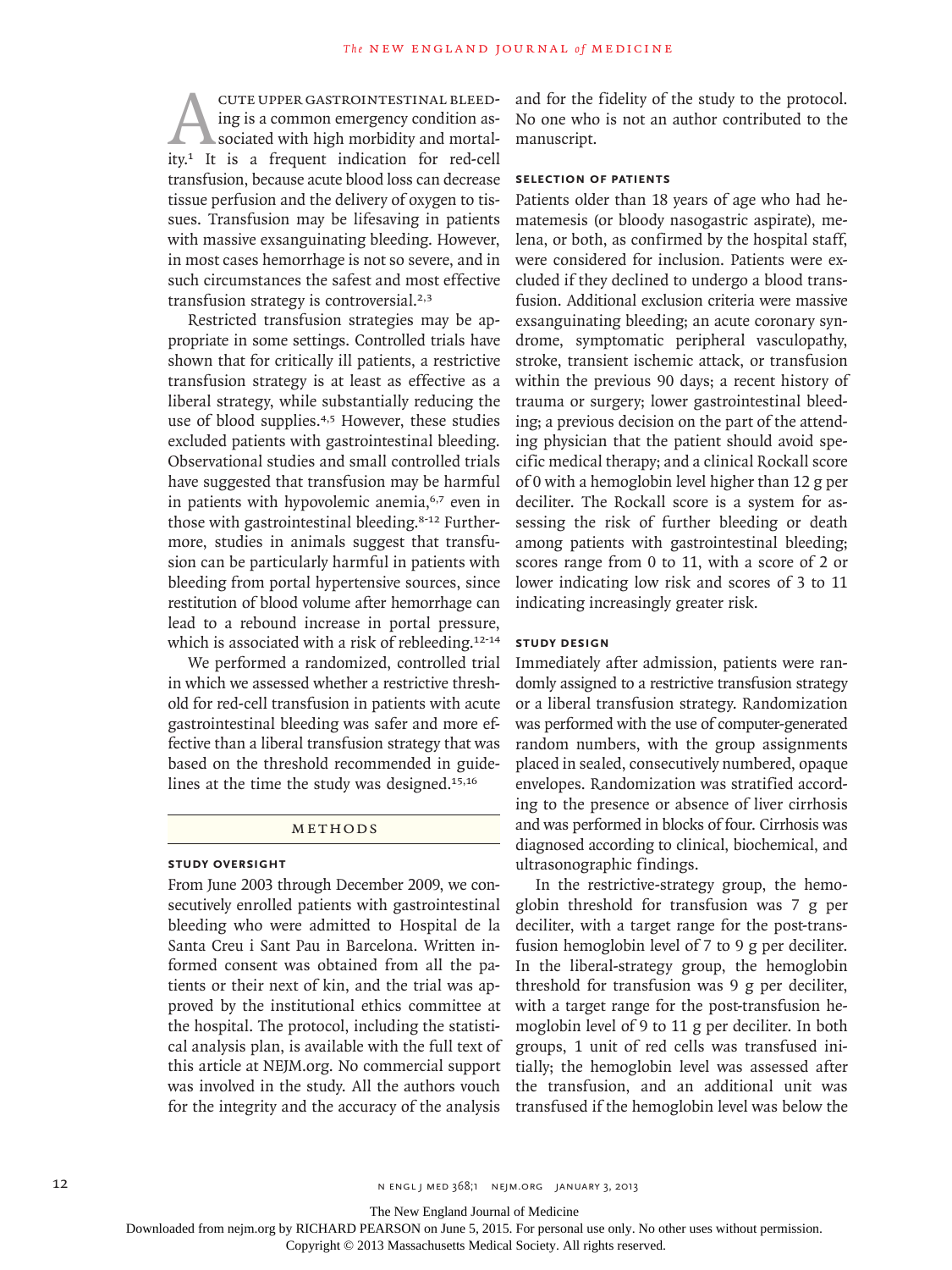Acute upper gastrointestinal bleeding is a common emergency condition associated with high morbidity and mortality.[1] It is a frequent indication for red-cell transfusion, because acute blood loss can decrease tissue perfusion and the delivery of oxygen to tissues. Transfusion may be lifesaving in patients with massive exsanguinating bleeding. However, in most cases hemorrhage is not so severe, and in such circumstances the safest and most effective transfusion strategy is controversial.[2,3]

Restricted transfusion strategies may be appropriate in some settings. Controlled trials have shown that for critically ill patients, a restrictive transfusion strategy is at least as effective as a liberal strategy, while substantially reducing the use of blood supplies.[4,5] However, these studies excluded patients with gastrointestinal bleeding. Observational studies and small controlled trials have suggested that transfusion may be harmful in patients with hypovolemic anemia,[6,7] even in those with gastrointestinal bleeding.[8-12] Furthermore, studies in animals suggest that transfusion can be particularly harmful in patients with bleeding from portal hypertensive sources, since restitution of blood volume after hemorrhage can lead to a rebound increase in portal pressure, which is associated with a risk of rebleeding.[12-14]

We performed a randomized, controlled trial in which we assessed whether a restrictive threshold for red-cell transfusion in patients with acute gastrointestinal bleeding was safer and more effective than a liberal transfusion strategy that was based on the threshold recommended in guidelines at the time the study was designed.[15,16]

## Methods

### Study Oversight

From June 2003 through December 2009, we consecutively enrolled patients with gastrointestinal bleeding who were admitted to Hospital de la Santa Creu i Sant Pau in Barcelona. Written informed consent was obtained from all the patients or their next of kin, and the trial was approved by the institutional ethics committee at the hospital. The protocol, including the statistical analysis plan, is available with the full text of this article at NEJM.org. No commercial support was involved in the study. All the authors vouch for the integrity and the accuracy of the analysis and for the fidelity of the study to the protocol. No one who is not an author contributed to the manuscript.

### Selection of Patients

Patients older than 18 years of age who had hematemesis (or bloody nasogastric aspirate), melena, or both, as confirmed by the hospital staff, were considered for inclusion. Patients were excluded if they declined to undergo a blood transfusion. Additional exclusion criteria were massive exsanguinating bleeding; an acute coronary syndrome, symptomatic peripheral vasculopathy, stroke, transient ischemic attack, or transfusion within the previous 90 days; a recent history of trauma or surgery; lower gastrointestinal bleeding; a previous decision on the part of the attending physician that the patient should avoid specific medical therapy; and a clinical Rockall score of 0 with a hemoglobin level higher than 12 g per deciliter. The Rockall score is a system for assessing the risk of further bleeding or death among patients with gastrointestinal bleeding; scores range from 0 to 11, with a score of 2 or lower indicating low risk and scores of 3 to 11 indicating increasingly greater risk.

### Study Design

Immediately after admission, patients were randomly assigned to a restrictive transfusion strategy or a liberal transfusion strategy. Randomization was performed with the use of computer-generated random numbers, with the group assignments placed in sealed, consecutively numbered, opaque envelopes. Randomization was stratified according to the presence or absence of liver cirrhosis and was performed in blocks of four. Cirrhosis was diagnosed according to clinical, biochemical, and ultrasonographic findings.

In the restrictive-strategy group, the hemoglobin threshold for transfusion was 7 g per deciliter, with a target range for the post-transfusion hemoglobin level of 7 to 9 g per deciliter. In the liberal-strategy group, the hemoglobin threshold for transfusion was 9 g per deciliter, with a target range for the post-transfusion hemoglobin level of 9 to 11 g per deciliter. In both groups, 1 unit of red cells was transfused initially; the hemoglobin level was assessed after the transfusion, and an additional unit was transfused if the hemoglobin level was below the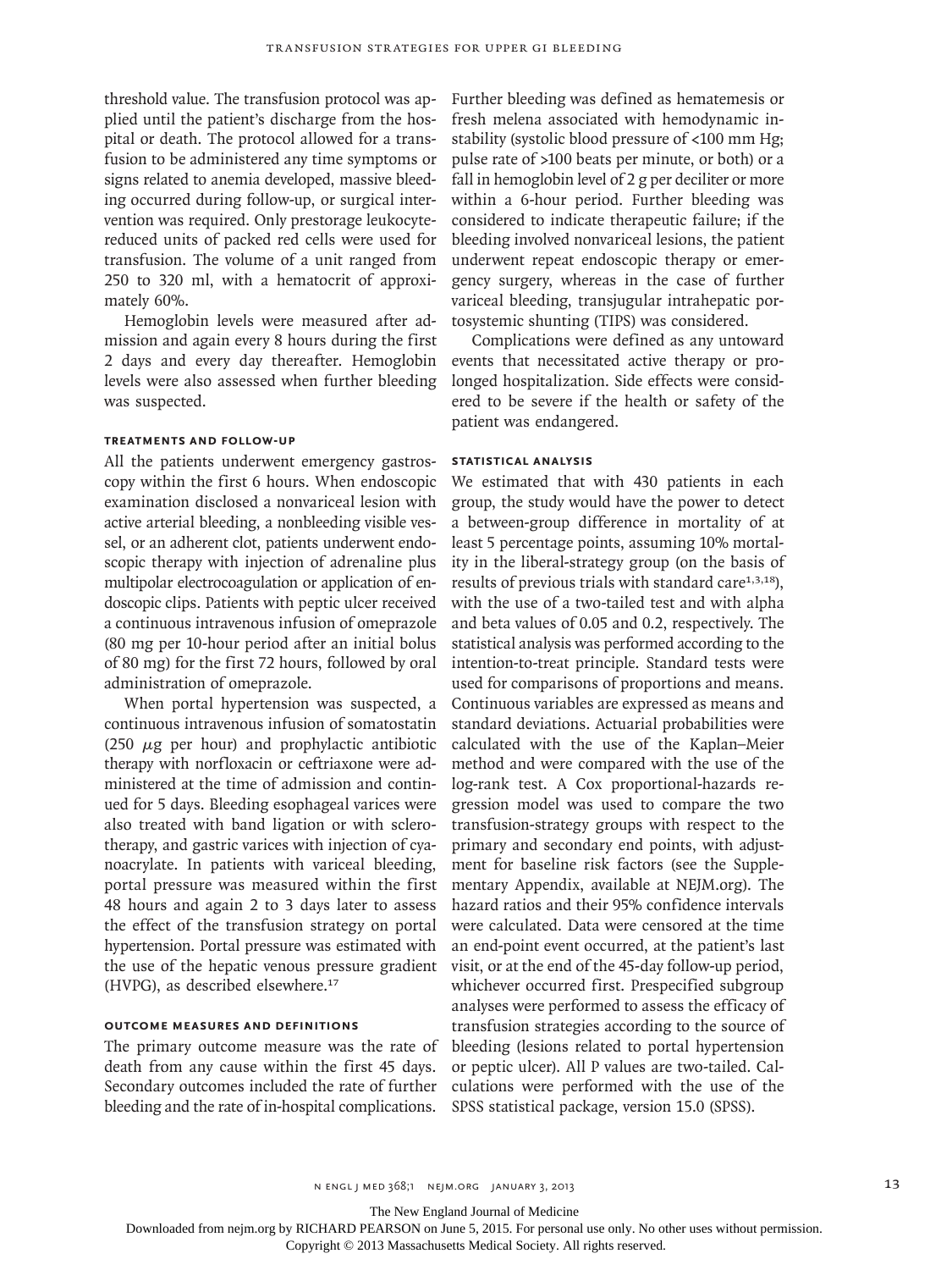threshold value. The transfusion protocol was applied until the patient's discharge from the hospital or death. The protocol allowed for a transfusion to be administered any time symptoms or signs related to anemia developed, massive bleeding occurred during follow-up, or surgical intervention was required. Only prestorage leukocyte-reduced units of packed red cells were used for transfusion. The volume of a unit ranged from 250 to 320 ml, with a hematocrit of approximately 60%.

Hemoglobin levels were measured after admission and again every 8 hours during the first 2 days and every day thereafter. Hemoglobin levels were also assessed when further bleeding was suspected.

### TREATMENTS AND FOLLOW-UP

All the patients underwent emergency gastroscopy within the first 6 hours. When endoscopic examination disclosed a nonvariceal lesion with active arterial bleeding, a nonbleeding visible vessel, or an adherent clot, patients underwent endoscopic therapy with injection of adrenaline plus multipolar electrocoagulation or application of endoscopic clips. Patients with peptic ulcer received a continuous intravenous infusion of omeprazole (80 mg per 10-hour period after an initial bolus of 80 mg) for the first 72 hours, followed by oral administration of omeprazole.

When portal hypertension was suspected, a continuous intravenous infusion of somatostatin (250 μg per hour) and prophylactic antibiotic therapy with norfloxacin or ceftriaxone were administered at the time of admission and continued for 5 days. Bleeding esophageal varices were also treated with band ligation or with sclerotherapy, and gastric varices with injection of cyanoacrylate. In patients with variceal bleeding, portal pressure was measured within the first 48 hours and again 2 to 3 days later to assess the effect of the transfusion strategy on portal hypertension. Portal pressure was estimated with the use of the hepatic venous pressure gradient (HVPG), as described elsewhere.[17]

### OUTCOME MEASURES AND DEFINITIONS

The primary outcome measure was the rate of death from any cause within the first 45 days. Secondary outcomes included the rate of further bleeding and the rate of in-hospital complications. Further bleeding was defined as hematemesis or fresh melena associated with hemodynamic instability (systolic blood pressure of <100 mm Hg; pulse rate of >100 beats per minute, or both) or a fall in hemoglobin level of 2 g per deciliter or more within a 6-hour period. Further bleeding was considered to indicate therapeutic failure; if the bleeding involved nonvariceal lesions, the patient underwent repeat endoscopic therapy or emergency surgery, whereas in the case of further variceal bleeding, transjugular intrahepatic portosystemic shunting (TIPS) was considered.

Complications were defined as any untoward events that necessitated active therapy or prolonged hospitalization. Side effects were considered to be severe if the health or safety of the patient was endangered.

### STATISTICAL ANALYSIS

We estimated that with 430 patients in each group, the study would have the power to detect a between-group difference in mortality of at least 5 percentage points, assuming 10% mortality in the liberal-strategy group (on the basis of results of previous trials with standard care[1,3,18]), with the use of a two-tailed test and with alpha and beta values of 0.05 and 0.2, respectively. The statistical analysis was performed according to the intention-to-treat principle. Standard tests were used for comparisons of proportions and means. Continuous variables are expressed as means and standard deviations. Actuarial probabilities were calculated with the use of the Kaplan–Meier method and were compared with the use of the log-rank test. A Cox proportional-hazards regression model was used to compare the two transfusion-strategy groups with respect to the primary and secondary end points, with adjustment for baseline risk factors (see the Supplementary Appendix, available at NEJM.org). The hazard ratios and their 95% confidence intervals were calculated. Data were censored at the time an end-point event occurred, at the patient's last visit, or at the end of the 45-day follow-up period, whichever occurred first. Prespecified subgroup analyses were performed to assess the efficacy of transfusion strategies according to the source of bleeding (lesions related to portal hypertension or peptic ulcer). All P values are two-tailed. Calculations were performed with the use of the SPSS statistical package, version 15.0 (SPSS).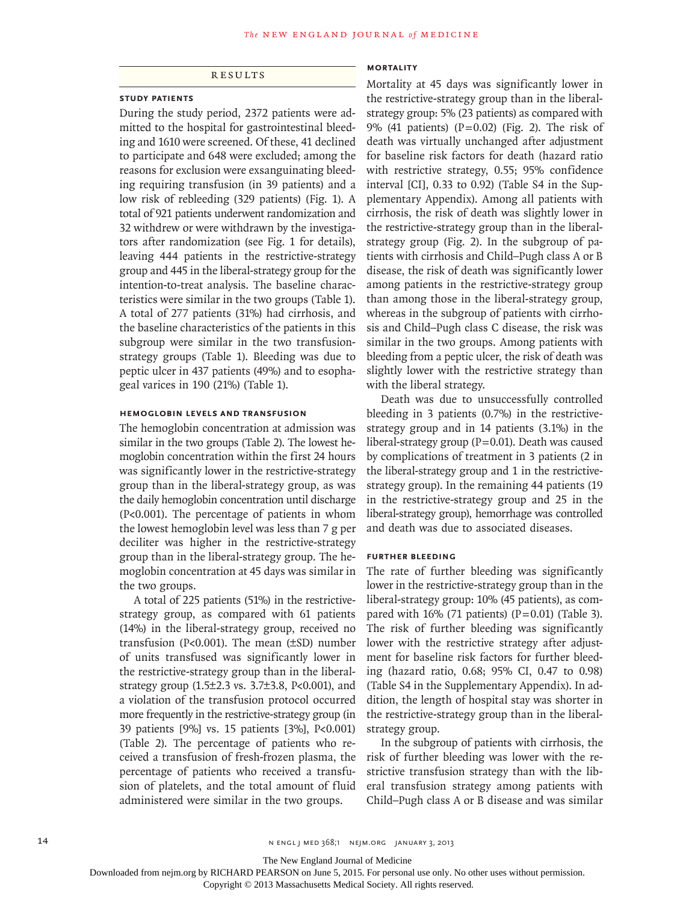## RESULTS

### STUDY PATIENTS

During the study period, 2372 patients were admitted to the hospital for gastrointestinal bleeding and 1610 were screened. Of these, 41 declined to participate and 648 were excluded; among the reasons for exclusion were exsanguinating bleeding requiring transfusion (in 39 patients) and a low risk of rebleeding (329 patients) (Fig. 1). A total of 921 patients underwent randomization and 32 withdrew or were withdrawn by the investigators after randomization (see Fig. 1 for details), leaving 444 patients in the restrictive-strategy group and 445 in the liberal-strategy group for the intention-to-treat analysis. The baseline characteristics were similar in the two groups (Table 1). A total of 277 patients (31%) had cirrhosis, and the baseline characteristics of the patients in this subgroup were similar in the two transfusion-strategy groups (Table 1). Bleeding was due to peptic ulcer in 437 patients (49%) and to esophageal varices in 190 (21%) (Table 1).

### HEMOGLOBIN LEVELS AND TRANSFUSION

The hemoglobin concentration at admission was similar in the two groups (Table 2). The lowest hemoglobin concentration within the first 24 hours was significantly lower in the restrictive-strategy group than in the liberal-strategy group, as was the daily hemoglobin concentration until discharge ($P<0.001$). The percentage of patients in whom the lowest hemoglobin level was less than 7 g per deciliter was higher in the restrictive-strategy group than in the liberal-strategy group. The hemoglobin concentration at 45 days was similar in the two groups.

A total of 225 patients (51%) in the restrictive-strategy group, as compared with 61 patients (14%) in the liberal-strategy group, received no transfusion ($P<0.001$). The mean (±SD) number of units transfused was significantly lower in the restrictive-strategy group than in the liberal-strategy group (1.5±2.3 vs. 3.7±3.8, $P<0.001$), and a violation of the transfusion protocol occurred more frequently in the restrictive-strategy group (in 39 patients [9%] vs. 15 patients [3%], $P<0.001$) (Table 2). The percentage of patients who received a transfusion of fresh-frozen plasma, the percentage of patients who received a transfusion of platelets, and the total amount of fluid administered were similar in the two groups.

### MORTALITY

Mortality at 45 days was significantly lower in the restrictive-strategy group than in the liberal-strategy group: 5% (23 patients) as compared with 9% (41 patients) ($P=0.02$) (Fig. 2). The risk of death was virtually unchanged after adjustment for baseline risk factors for death (hazard ratio with restrictive strategy, 0.55; 95% confidence interval [CI], 0.33 to 0.92) (Table S4 in the Supplementary Appendix). Among all patients with cirrhosis, the risk of death was slightly lower in the restrictive-strategy group than in the liberal-strategy group (Fig. 2). In the subgroup of patients with cirrhosis and Child–Pugh class A or B disease, the risk of death was significantly lower among patients in the restrictive-strategy group than among those in the liberal-strategy group, whereas in the subgroup of patients with cirrhosis and Child–Pugh class C disease, the risk was similar in the two groups. Among patients with bleeding from a peptic ulcer, the risk of death was slightly lower with the restrictive strategy than with the liberal strategy.

Death was due to unsuccessfully controlled bleeding in 3 patients (0.7%) in the restrictive-strategy group and in 14 patients (3.1%) in the liberal-strategy group ($P=0.01$). Death was caused by complications of treatment in 3 patients (2 in the liberal-strategy group and 1 in the restrictive-strategy group). In the remaining 44 patients (19 in the restrictive-strategy group and 25 in the liberal-strategy group), hemorrhage was controlled and death was due to associated diseases.

### FURTHER BLEEDING

The rate of further bleeding was significantly lower in the restrictive-strategy group than in the liberal-strategy group: 10% (45 patients), as compared with 16% (71 patients) ($P=0.01$) (Table 3). The risk of further bleeding was significantly lower with the restrictive strategy after adjustment for baseline risk factors for further bleeding (hazard ratio, 0.68; 95% CI, 0.47 to 0.98) (Table S4 in the Supplementary Appendix). In addition, the length of hospital stay was shorter in the restrictive-strategy group than in the liberal-strategy group.

In the subgroup of patients with cirrhosis, the risk of further bleeding was lower with the restrictive transfusion strategy than with the liberal transfusion strategy among patients with Child–Pugh class A or B disease and was similar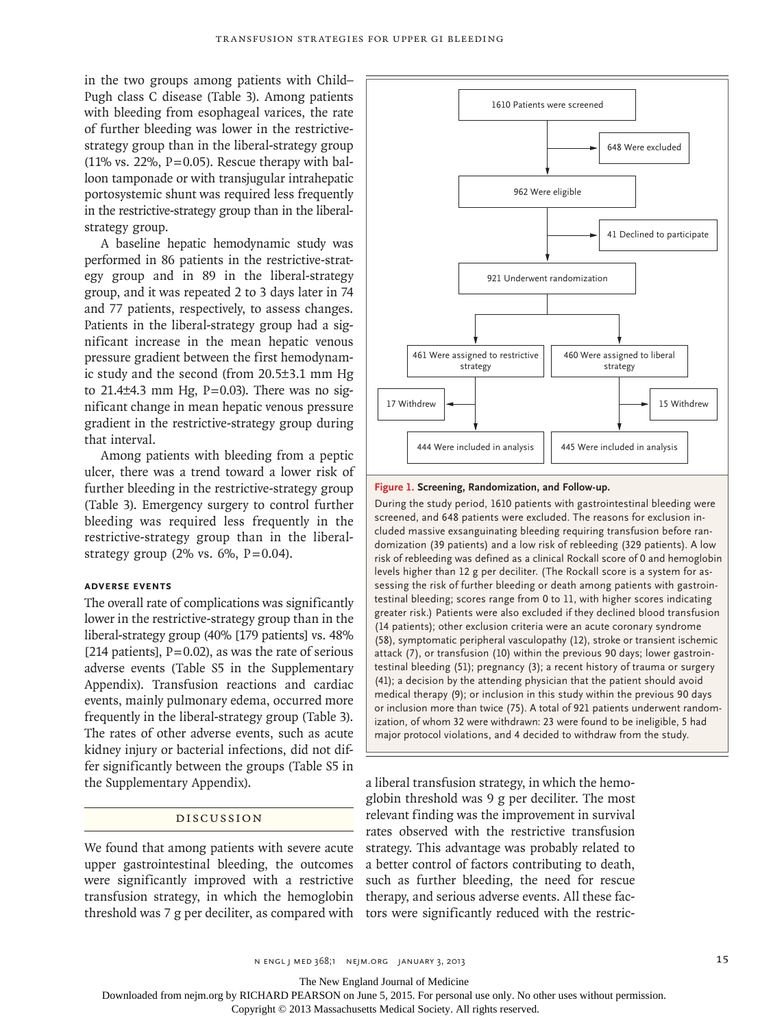in the two groups among patients with Child–Pugh class C disease (Table 3). Among patients with bleeding from esophageal varices, the rate of further bleeding was lower in the restrictive-strategy group than in the liberal-strategy group (11% vs. 22%, P=0.05). Rescue therapy with balloon tamponade or with transjugular intrahepatic portosystemic shunt was required less frequently in the restrictive-strategy group than in the liberal-strategy group.

A baseline hepatic hemodynamic study was performed in 86 patients in the restrictive-strategy group and in 89 in the liberal-strategy group, and it was repeated 2 to 3 days later in 74 and 77 patients, respectively, to assess changes. Patients in the liberal-strategy group had a significant increase in the mean hepatic venous pressure gradient between the first hemodynamic study and the second (from 20.5±3.1 mm Hg to 21.4±4.3 mm Hg, P=0.03). There was no significant change in mean hepatic venous pressure gradient in the restrictive-strategy group during that interval.

Among patients with bleeding from a peptic ulcer, there was a trend toward a lower risk of further bleeding in the restrictive-strategy group (Table 3). Emergency surgery to control further bleeding was required less frequently in the restrictive-strategy group than in the liberal-strategy group (2% vs. 6%, P=0.04).

### ADVERSE EVENTS

The overall rate of complications was significantly lower in the restrictive-strategy group than in the liberal-strategy group (40% [179 patients] vs. 48% [214 patients], P=0.02), as was the rate of serious adverse events (Table S5 in the Supplementary Appendix). Transfusion reactions and cardiac events, mainly pulmonary edema, occurred more frequently in the liberal-strategy group (Table 3). The rates of other adverse events, such as acute kidney injury or bacterial infections, did not differ significantly between the groups (Table S5 in the Supplementary Appendix).

1610 Patients were screened
→ 648 Were excluded
962 Were eligible
→ 41 Declined to participate
921 Underwent randomization
461 Were assigned to restrictive strategy → 17 Withdrew → 444 Were included in analysis
460 Were assigned to liberal strategy → 15 Withdrew → 445 Were included in analysis

**Figure 1. Screening, Randomization, and Follow-up.**

During the study period, 1610 patients with gastrointestinal bleeding were screened, and 648 patients were excluded. The reasons for exclusion included massive exsanguinating bleeding requiring transfusion before randomization (39 patients) and a low risk of rebleeding (329 patients). A low risk of rebleeding was defined as a clinical Rockall score of 0 and hemoglobin levels higher than 12 g per deciliter. (The Rockall score is a system for assessing the risk of further bleeding or death among patients with gastrointestinal bleeding; scores range from 0 to 11, with higher scores indicating greater risk.) Patients were also excluded if they declined blood transfusion (14 patients); other exclusion criteria were an acute coronary syndrome (58), symptomatic peripheral vasculopathy (12), stroke or transient ischemic attack (7), or transfusion (10) within the previous 90 days; lower gastrointestinal bleeding (51); pregnancy (3); a recent history of trauma or surgery (41); a decision by the attending physician that the patient should avoid medical therapy (9); or inclusion in this study within the previous 90 days or inclusion more than twice (75). A total of 921 patients underwent randomization, of whom 32 were withdrawn: 23 were found to be ineligible, 5 had major protocol violations, and 4 decided to withdraw from the study.

## DISCUSSION

We found that among patients with severe acute upper gastrointestinal bleeding, the outcomes were significantly improved with a restrictive transfusion strategy, in which the hemoglobin threshold was 7 g per deciliter, as compared with a liberal transfusion strategy, in which the hemoglobin threshold was 9 g per deciliter. The most relevant finding was the improvement in survival rates observed with the restrictive transfusion strategy. This advantage was probably related to a better control of factors contributing to death, such as further bleeding, the need for rescue therapy, and serious adverse events. All these factors were significantly reduced with the restric-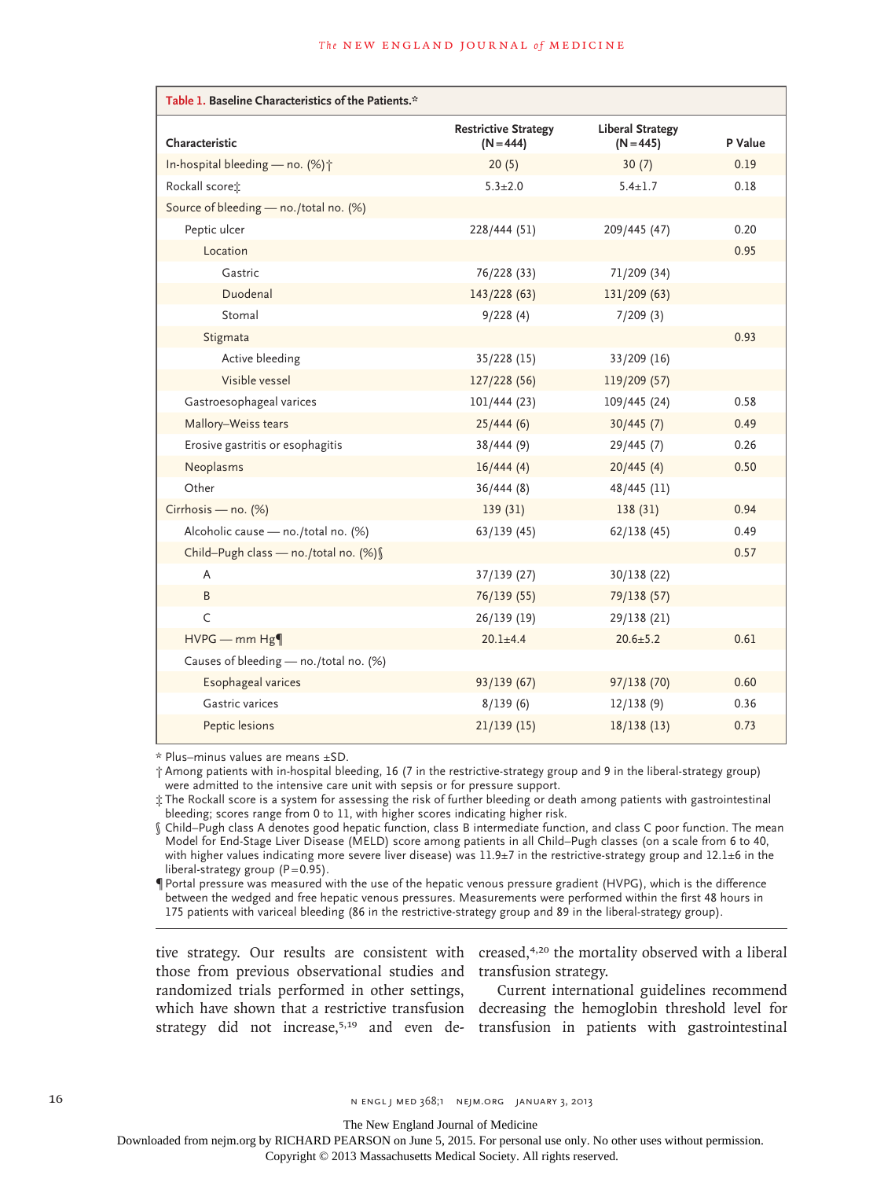**Table 1. Baseline Characteristics of the Patients.***

| Characteristic | Restrictive Strategy (N=444) | Liberal Strategy (N=445) | P Value |
|---|---|---|---|
| In-hospital bleeding — no. (%)† | 20 (5) | 30 (7) | 0.19 |
| Rockall score‡ | 5.3±2.0 | 5.4±1.7 | 0.18 |
| Source of bleeding — no./total no. (%) | | | |
| Peptic ulcer | 228/444 (51) | 209/445 (47) | 0.20 |
| Location | | | 0.95 |
| Gastric | 76/228 (33) | 71/209 (34) | |
| Duodenal | 143/228 (63) | 131/209 (63) | |
| Stomal | 9/228 (4) | 7/209 (3) | |
| Stigmata | | | 0.93 |
| Active bleeding | 35/228 (15) | 33/209 (16) | |
| Visible vessel | 127/228 (56) | 119/209 (57) | |
| Gastroesophageal varices | 101/444 (23) | 109/445 (24) | 0.58 |
| Mallory–Weiss tears | 25/444 (6) | 30/445 (7) | 0.49 |
| Erosive gastritis or esophagitis | 38/444 (9) | 29/445 (7) | 0.26 |
| Neoplasms | 16/444 (4) | 20/445 (4) | 0.50 |
| Other | 36/444 (8) | 48/445 (11) | |
| Cirrhosis — no. (%) | 139 (31) | 138 (31) | 0.94 |
| Alcoholic cause — no./total no. (%) | 63/139 (45) | 62/138 (45) | 0.49 |
| Child–Pugh class — no./total no. (%)§ | | | 0.57 |
| A | 37/139 (27) | 30/138 (22) | |
| B | 76/139 (55) | 79/138 (57) | |
| C | 26/139 (19) | 29/138 (21) | |
| HVPG — mm Hg¶ | 20.1±4.4 | 20.6±5.2 | 0.61 |
| Causes of bleeding — no./total no. (%) | | | |
| Esophageal varices | 93/139 (67) | 97/138 (70) | 0.60 |
| Gastric varices | 8/139 (6) | 12/138 (9) | 0.36 |
| Peptic lesions | 21/139 (15) | 18/138 (13) | 0.73 |

* Plus–minus values are means ±SD.

† Among patients with in-hospital bleeding, 16 (7 in the restrictive-strategy group and 9 in the liberal-strategy group) were admitted to the intensive care unit with sepsis or for pressure support.

‡ The Rockall score is a system for assessing the risk of further bleeding or death among patients with gastrointestinal bleeding; scores range from 0 to 11, with higher scores indicating higher risk.

§ Child–Pugh class A denotes good hepatic function, class B intermediate function, and class C poor function. The mean Model for End-Stage Liver Disease (MELD) score among patients in all Child–Pugh classes (on a scale from 6 to 40, with higher values indicating more severe liver disease) was 11.9±7 in the restrictive-strategy group and 12.1±6 in the liberal-strategy group (P=0.95).

¶ Portal pressure was measured with the use of the hepatic venous pressure gradient (HVPG), which is the difference between the wedged and free hepatic venous pressures. Measurements were performed within the first 48 hours in 175 patients with variceal bleeding (86 in the restrictive-strategy group and 89 in the liberal-strategy group).

tive strategy. Our results are consistent with those from previous observational studies and randomized trials performed in other settings, which have shown that a restrictive transfusion strategy did not increase,[5,19] and even decreased,[4,20] the mortality observed with a liberal transfusion strategy.

Current international guidelines recommend decreasing the hemoglobin threshold level for transfusion in patients with gastrointestinal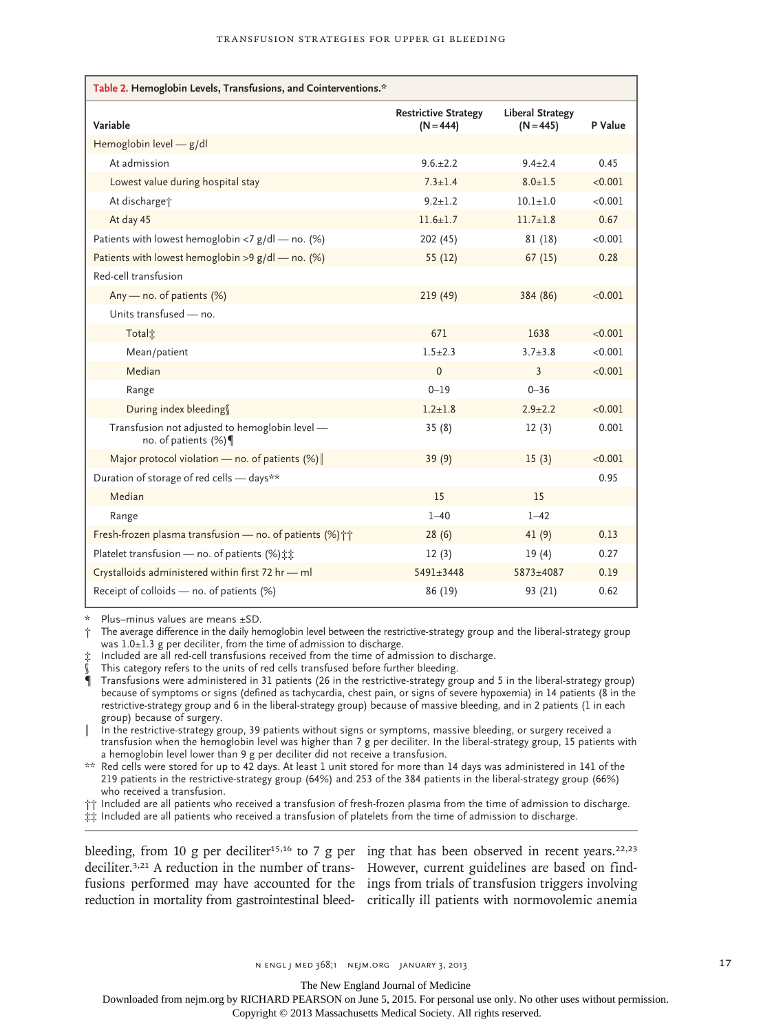**Table 2.** Hemoglobin Levels, Transfusions, and Cointerventions.*

| Variable | Restrictive Strategy (N=444) | Liberal Strategy (N=445) | P Value |
|---|---|---|---|
| Hemoglobin level — g/dl | | | |
| At admission | 9.6±2.2 | 9.4±2.4 | 0.45 |
| Lowest value during hospital stay | 7.3±1.4 | 8.0±1.5 | <0.001 |
| At discharge† | 9.2±1.2 | 10.1±1.0 | <0.001 |
| At day 45 | 11.6±1.7 | 11.7±1.8 | 0.67 |
| Patients with lowest hemoglobin <7 g/dl — no. (%) | 202 (45) | 81 (18) | <0.001 |
| Patients with lowest hemoglobin >9 g/dl — no. (%) | 55 (12) | 67 (15) | 0.28 |
| Red-cell transfusion | | | |
| Any — no. of patients (%) | 219 (49) | 384 (86) | <0.001 |
| Units transfused — no. | | | |
| Total‡ | 671 | 1638 | <0.001 |
| Mean/patient | 1.5±2.3 | 3.7±3.8 | <0.001 |
| Median | 0 | 3 | <0.001 |
| Range | 0–19 | 0–36 | |
| During index bleeding§ | 1.2±1.8 | 2.9±2.2 | <0.001 |
| Transfusion not adjusted to hemoglobin level — no. of patients (%)¶ | 35 (8) | 12 (3) | 0.001 |
| Major protocol violation — no. of patients (%)‖ | 39 (9) | 15 (3) | <0.001 |
| Duration of storage of red cells — days** | | | 0.95 |
| Median | 15 | 15 | |
| Range | 1–40 | 1–42 | |
| Fresh-frozen plasma transfusion — no. of patients (%)†† | 28 (6) | 41 (9) | 0.13 |
| Platelet transfusion — no. of patients (%)‡‡ | 12 (3) | 19 (4) | 0.27 |
| Crystalloids administered within first 72 hr — ml | 5491±3448 | 5873±4087 | 0.19 |
| Receipt of colloids — no. of patients (%) | 86 (19) | 93 (21) | 0.62 |

\* Plus–minus values are means ±SD.

† The average difference in the daily hemoglobin level between the restrictive-strategy group and the liberal-strategy group was 1.0±1.3 g per deciliter, from the time of admission to discharge.

‡ Included are all red-cell transfusions received from the time of admission to discharge.

§ This category refers to the units of red cells transfused before further bleeding.

¶ Transfusions were administered in 31 patients (26 in the restrictive-strategy group and 5 in the liberal-strategy group) because of symptoms or signs (defined as tachycardia, chest pain, or signs of severe hypoxemia) in 14 patients (8 in the restrictive-strategy group and 6 in the liberal-strategy group) because of massive bleeding, and in 2 patients (1 in each group) because of surgery.

‖ In the restrictive-strategy group, 39 patients without signs or symptoms, massive bleeding, or surgery received a transfusion when the hemoglobin level was higher than 7 g per deciliter. In the liberal-strategy group, 15 patients with a hemoglobin level lower than 9 g per deciliter did not receive a transfusion.

** Red cells were stored for up to 42 days. At least 1 unit stored for more than 14 days was administered in 141 of the 219 patients in the restrictive-strategy group (64%) and 253 of the 384 patients in the liberal-strategy group (66%) who received a transfusion.

†† Included are all patients who received a transfusion of fresh-frozen plasma from the time of admission to discharge.

‡‡ Included are all patients who received a transfusion of platelets from the time of admission to discharge.

bleeding, from 10 g per deciliter[15,16] to 7 g per deciliter.[3,21] A reduction in the number of transfusions performed may have accounted for the reduction in mortality from gastrointestinal bleeding that has been observed in recent years.[22,23] However, current guidelines are based on findings from trials of transfusion triggers involving critically ill patients with normovolemic anemia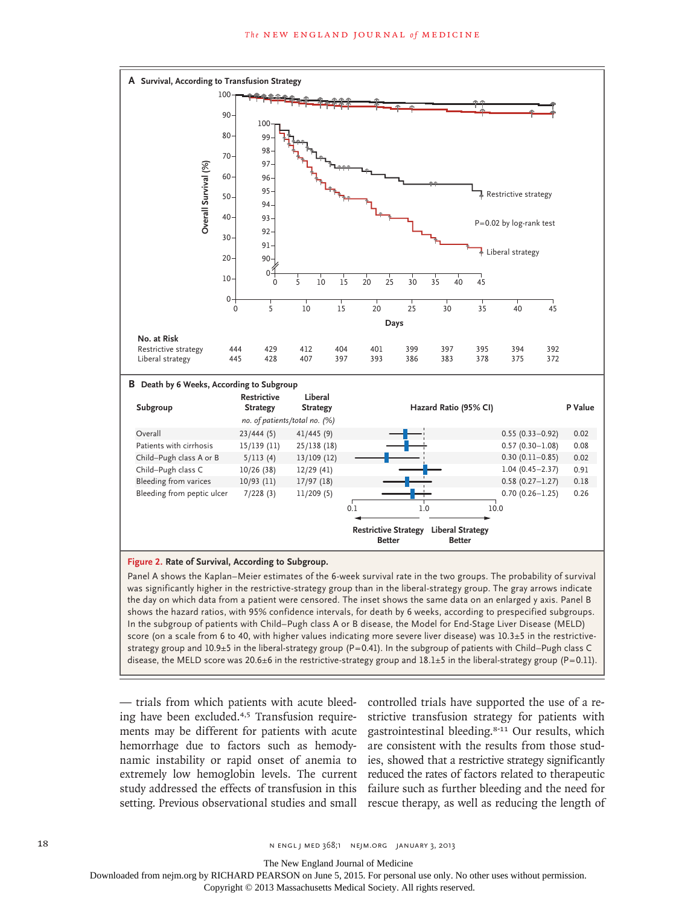**A Survival, According to Transfusion Strategy**

P=0.02 by log-rank test

**No. at Risk**

| Days | 0 | 5 | 10 | 15 | 20 | 25 | 30 | 35 | 40 | 45 |
|---|---|---|---|---|---|---|---|---|---|---|
| Restrictive strategy | 444 | 429 | 412 | 404 | 401 | 399 | 397 | 395 | 394 | 392 |
| Liberal strategy | 445 | 428 | 407 | 397 | 393 | 386 | 383 | 378 | 375 | 372 |

**B Death by 6 Weeks, According to Subgroup**

| Subgroup | Restrictive Strategy | Liberal Strategy | Hazard Ratio (95% CI) | P Value |
|---|---|---|---|---|
| | *no. of patients/total no. (%)* | | | |
| Overall | 23/444 (5) | 41/445 (9) | 0.55 (0.33–0.92) | 0.02 |
| Patients with cirrhosis | 15/139 (11) | 25/138 (18) | 0.57 (0.30–1.08) | 0.08 |
| Child–Pugh class A or B | 5/113 (4) | 13/109 (12) | 0.30 (0.11–0.85) | 0.02 |
| Child–Pugh class C | 10/26 (38) | 12/29 (41) | 1.04 (0.45–2.37) | 0.91 |
| Bleeding from varices | 10/93 (11) | 17/97 (18) | 0.58 (0.27–1.27) | 0.18 |
| Bleeding from peptic ulcer | 7/228 (3) | 11/209 (5) | 0.70 (0.26–1.25) | 0.26 |

Restrictive Strategy Better / Liberal Strategy Better

**Figure 2. Rate of Survival, According to Subgroup.**

Panel A shows the Kaplan–Meier estimates of the 6-week survival rate in the two groups. The probability of survival was significantly higher in the restrictive-strategy group than in the liberal-strategy group. The gray arrows indicate the day on which data from a patient were censored. The inset shows the same data on an enlarged y axis. Panel B shows the hazard ratios, with 95% confidence intervals, for death by 6 weeks, according to prespecified subgroups. In the subgroup of patients with Child–Pugh class A or B disease, the Model for End-Stage Liver Disease (MELD) score (on a scale from 6 to 40, with higher values indicating more severe liver disease) was 10.3±5 in the restrictive-strategy group and 10.9±5 in the liberal-strategy group (P=0.41). In the subgroup of patients with Child–Pugh class C disease, the MELD score was 20.6±6 in the restrictive-strategy group and 18.1±5 in the liberal-strategy group (P=0.11).

— trials from which patients with acute bleeding have been excluded.[4,5] Transfusion requirements may be different for patients with acute hemorrhage due to factors such as hemodynamic instability or rapid onset of anemia to extremely low hemoglobin levels. The current study addressed the effects of transfusion in this setting. Previous observational studies and small controlled trials have supported the use of a restrictive transfusion strategy for patients with gastrointestinal bleeding.[8-11] Our results, which are consistent with the results from those studies, showed that a restrictive strategy significantly reduced the rates of factors related to therapeutic failure such as further bleeding and the need for rescue therapy, as well as reducing the length of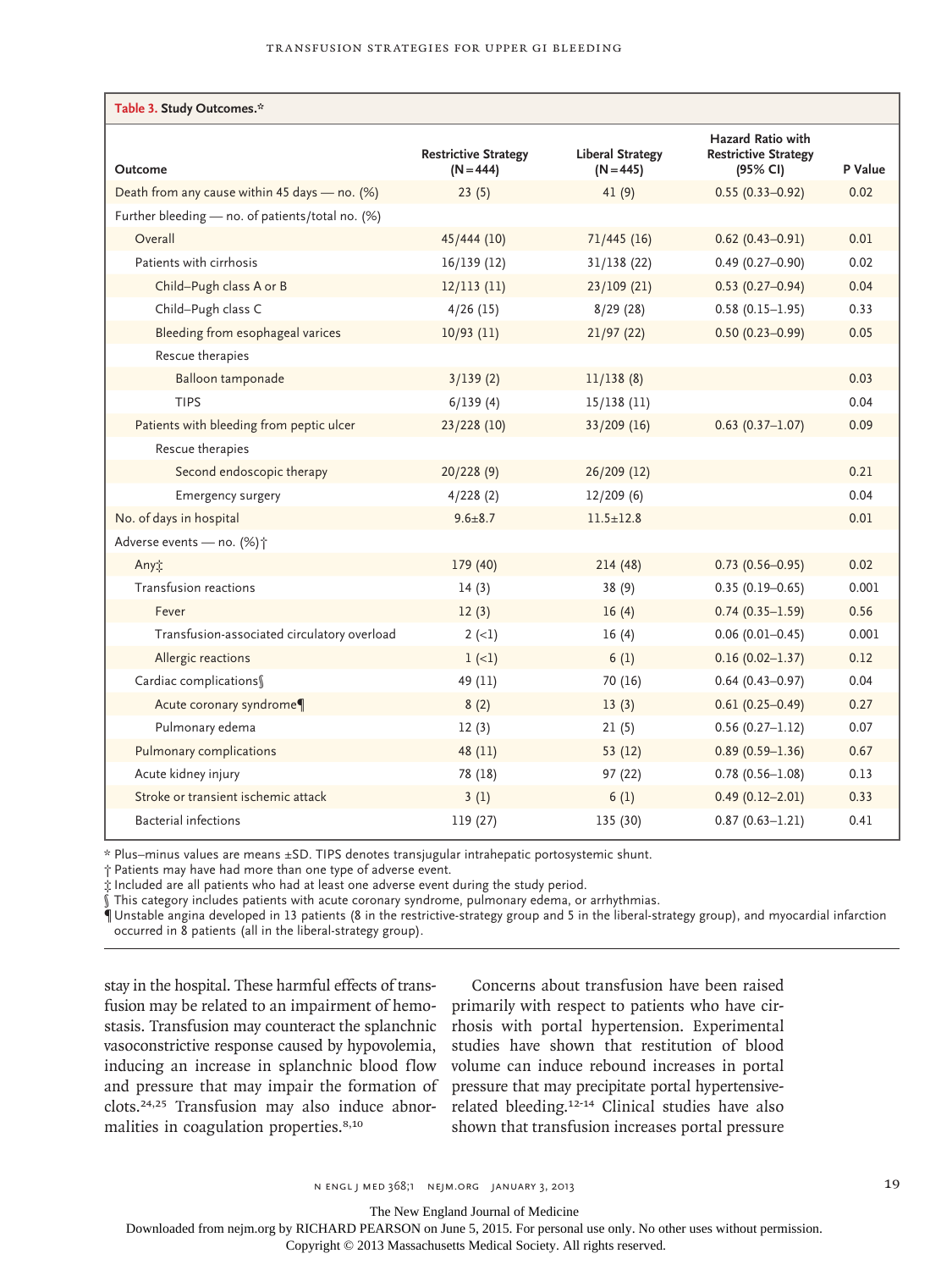**Table 3.** Study Outcomes.*

| Outcome | Restrictive Strategy (N=444) | Liberal Strategy (N=445) | Hazard Ratio with Restrictive Strategy (95% CI) | P Value |
|---|---|---|---|---|
| Death from any cause within 45 days — no. (%) | 23 (5) | 41 (9) | 0.55 (0.33–0.92) | 0.02 |
| Further bleeding — no. of patients/total no. (%) | | | | |
| Overall | 45/444 (10) | 71/445 (16) | 0.62 (0.43–0.91) | 0.01 |
| Patients with cirrhosis | 16/139 (12) | 31/138 (22) | 0.49 (0.27–0.90) | 0.02 |
| Child–Pugh class A or B | 12/113 (11) | 23/109 (21) | 0.53 (0.27–0.94) | 0.04 |
| Child–Pugh class C | 4/26 (15) | 8/29 (28) | 0.58 (0.15–1.95) | 0.33 |
| Bleeding from esophageal varices | 10/93 (11) | 21/97 (22) | 0.50 (0.23–0.99) | 0.05 |
| Rescue therapies | | | | |
| Balloon tamponade | 3/139 (2) | 11/138 (8) | | 0.03 |
| TIPS | 6/139 (4) | 15/138 (11) | | 0.04 |
| Patients with bleeding from peptic ulcer | 23/228 (10) | 33/209 (16) | 0.63 (0.37–1.07) | 0.09 |
| Rescue therapies | | | | |
| Second endoscopic therapy | 20/228 (9) | 26/209 (12) | | 0.21 |
| Emergency surgery | 4/228 (2) | 12/209 (6) | | 0.04 |
| No. of days in hospital | 9.6±8.7 | 11.5±12.8 | | 0.01 |
| Adverse events — no. (%)† | | | | |
| Any‡ | 179 (40) | 214 (48) | 0.73 (0.56–0.95) | 0.02 |
| Transfusion reactions | 14 (3) | 38 (9) | 0.35 (0.19–0.65) | 0.001 |
| Fever | 12 (3) | 16 (4) | 0.74 (0.35–1.59) | 0.56 |
| Transfusion-associated circulatory overload | 2 (<1) | 16 (4) | 0.06 (0.01–0.45) | 0.001 |
| Allergic reactions | 1 (<1) | 6 (1) | 0.16 (0.02–1.37) | 0.12 |
| Cardiac complications§ | 49 (11) | 70 (16) | 0.64 (0.43–0.97) | 0.04 |
| Acute coronary syndrome¶ | 8 (2) | 13 (3) | 0.61 (0.25–0.49) | 0.27 |
| Pulmonary edema | 12 (3) | 21 (5) | 0.56 (0.27–1.12) | 0.07 |
| Pulmonary complications | 48 (11) | 53 (12) | 0.89 (0.59–1.36) | 0.67 |
| Acute kidney injury | 78 (18) | 97 (22) | 0.78 (0.56–1.08) | 0.13 |
| Stroke or transient ischemic attack | 3 (1) | 6 (1) | 0.49 (0.12–2.01) | 0.33 |
| Bacterial infections | 119 (27) | 135 (30) | 0.87 (0.63–1.21) | 0.41 |

\* Plus–minus values are means ±SD. TIPS denotes transjugular intrahepatic portosystemic shunt.
† Patients may have had more than one type of adverse event.
‡ Included are all patients who had at least one adverse event during the study period.
§ This category includes patients with acute coronary syndrome, pulmonary edema, or arrhythmias.
¶ Unstable angina developed in 13 patients (8 in the restrictive-strategy group and 5 in the liberal-strategy group), and myocardial infarction occurred in 8 patients (all in the liberal-strategy group).

stay in the hospital. These harmful effects of transfusion may be related to an impairment of hemostasis. Transfusion may counteract the splanchnic vasoconstrictive response caused by hypovolemia, inducing an increase in splanchnic blood flow and pressure that may impair the formation of clots.[24,25] Transfusion may also induce abnormalities in coagulation properties.[8,10]

Concerns about transfusion have been raised primarily with respect to patients who have cirrhosis with portal hypertension. Experimental studies have shown that restitution of blood volume can induce rebound increases in portal pressure that may precipitate portal hypertensive-related bleeding.[12-14] Clinical studies have also shown that transfusion increases portal pressure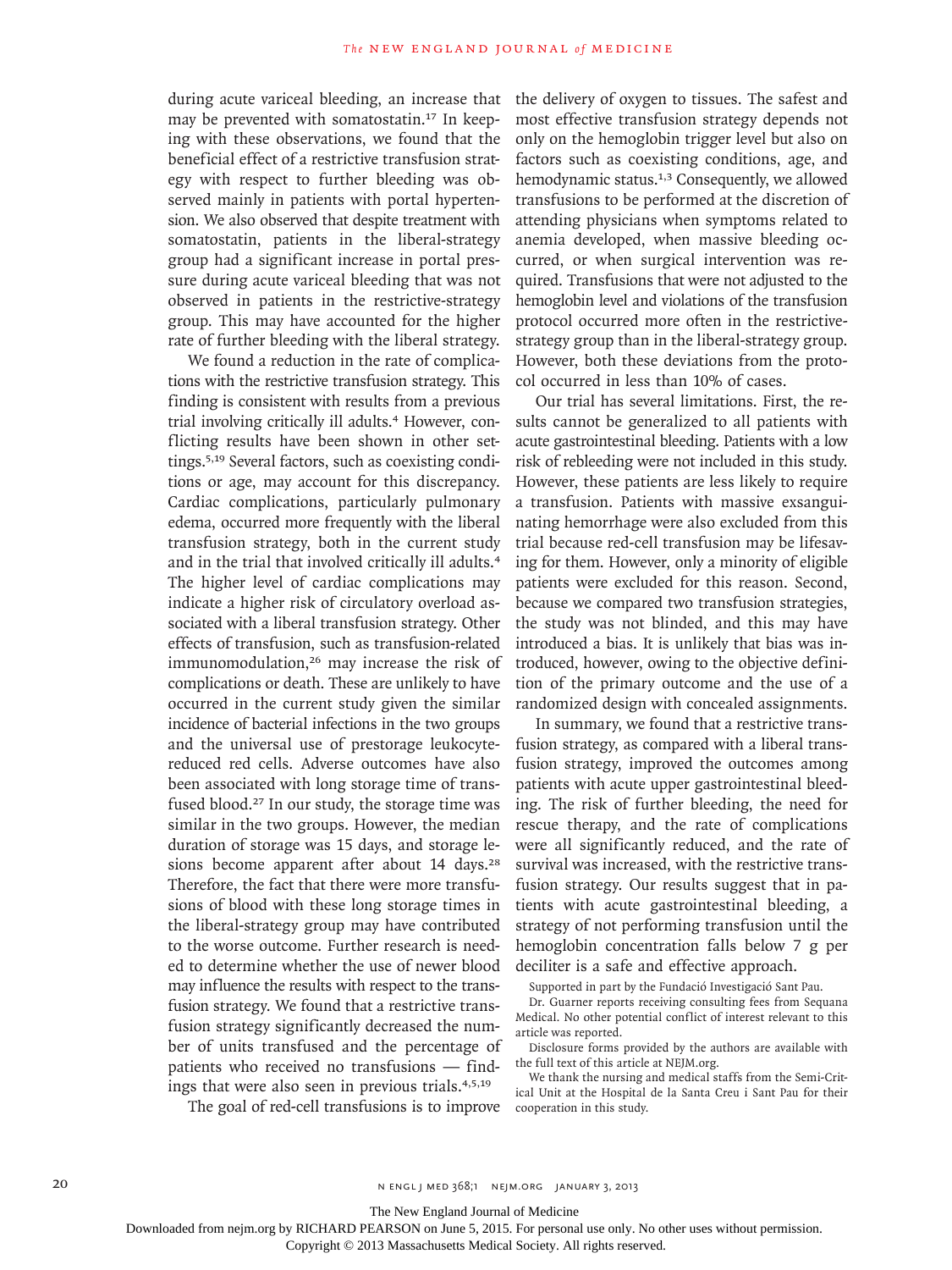during acute variceal bleeding, an increase that may be prevented with somatostatin.[17] In keeping with these observations, we found that the beneficial effect of a restrictive transfusion strategy with respect to further bleeding was observed mainly in patients with portal hypertension. We also observed that despite treatment with somatostatin, patients in the liberal-strategy group had a significant increase in portal pressure during acute variceal bleeding that was not observed in patients in the restrictive-strategy group. This may have accounted for the higher rate of further bleeding with the liberal strategy.

We found a reduction in the rate of complications with the restrictive transfusion strategy. This finding is consistent with results from a previous trial involving critically ill adults.[4] However, conflicting results have been shown in other settings.[5,19] Several factors, such as coexisting conditions or age, may account for this discrepancy. Cardiac complications, particularly pulmonary edema, occurred more frequently with the liberal transfusion strategy, both in the current study and in the trial that involved critically ill adults.[4] The higher level of cardiac complications may indicate a higher risk of circulatory overload associated with a liberal transfusion strategy. Other effects of transfusion, such as transfusion-related immunomodulation,[26] may increase the risk of complications or death. These are unlikely to have occurred in the current study given the similar incidence of bacterial infections in the two groups and the universal use of prestorage leukocyte-reduced red cells. Adverse outcomes have also been associated with long storage time of transfused blood.[27] In our study, the storage time was similar in the two groups. However, the median duration of storage was 15 days, and storage lesions become apparent after about 14 days.[28] Therefore, the fact that there were more transfusions of blood with these long storage times in the liberal-strategy group may have contributed to the worse outcome. Further research is needed to determine whether the use of newer blood may influence the results with respect to the transfusion strategy. We found that a restrictive transfusion strategy significantly decreased the number of units transfused and the percentage of patients who received no transfusions — findings that were also seen in previous trials.[4,5,19]

The goal of red-cell transfusions is to improve the delivery of oxygen to tissues. The safest and most effective transfusion strategy depends not only on the hemoglobin trigger level but also on factors such as coexisting conditions, age, and hemodynamic status.[1,3] Consequently, we allowed transfusions to be performed at the discretion of attending physicians when symptoms related to anemia developed, when massive bleeding occurred, or when surgical intervention was required. Transfusions that were not adjusted to the hemoglobin level and violations of the transfusion protocol occurred more often in the restrictive-strategy group than in the liberal-strategy group. However, both these deviations from the protocol occurred in less than 10% of cases.

Our trial has several limitations. First, the results cannot be generalized to all patients with acute gastrointestinal bleeding. Patients with a low risk of rebleeding were not included in this study. However, these patients are less likely to require a transfusion. Patients with massive exsanguinating hemorrhage were also excluded from this trial because red-cell transfusion may be lifesaving for them. However, only a minority of eligible patients were excluded for this reason. Second, because we compared two transfusion strategies, the study was not blinded, and this may have introduced a bias. It is unlikely that bias was introduced, however, owing to the objective definition of the primary outcome and the use of a randomized design with concealed assignments.

In summary, we found that a restrictive transfusion strategy, as compared with a liberal transfusion strategy, improved the outcomes among patients with acute upper gastrointestinal bleeding. The risk of further bleeding, the need for rescue therapy, and the rate of complications were all significantly reduced, and the rate of survival was increased, with the restrictive transfusion strategy. Our results suggest that in patients with acute gastrointestinal bleeding, a strategy of not performing transfusion until the hemoglobin concentration falls below 7 g per deciliter is a safe and effective approach.

Supported in part by the Fundació Investigació Sant Pau.

Dr. Guarner reports receiving consulting fees from Sequana Medical. No other potential conflict of interest relevant to this article was reported.

Disclosure forms provided by the authors are available with the full text of this article at NEJM.org.

We thank the nursing and medical staffs from the Semi-Critical Unit at the Hospital de la Santa Creu i Sant Pau for their cooperation in this study.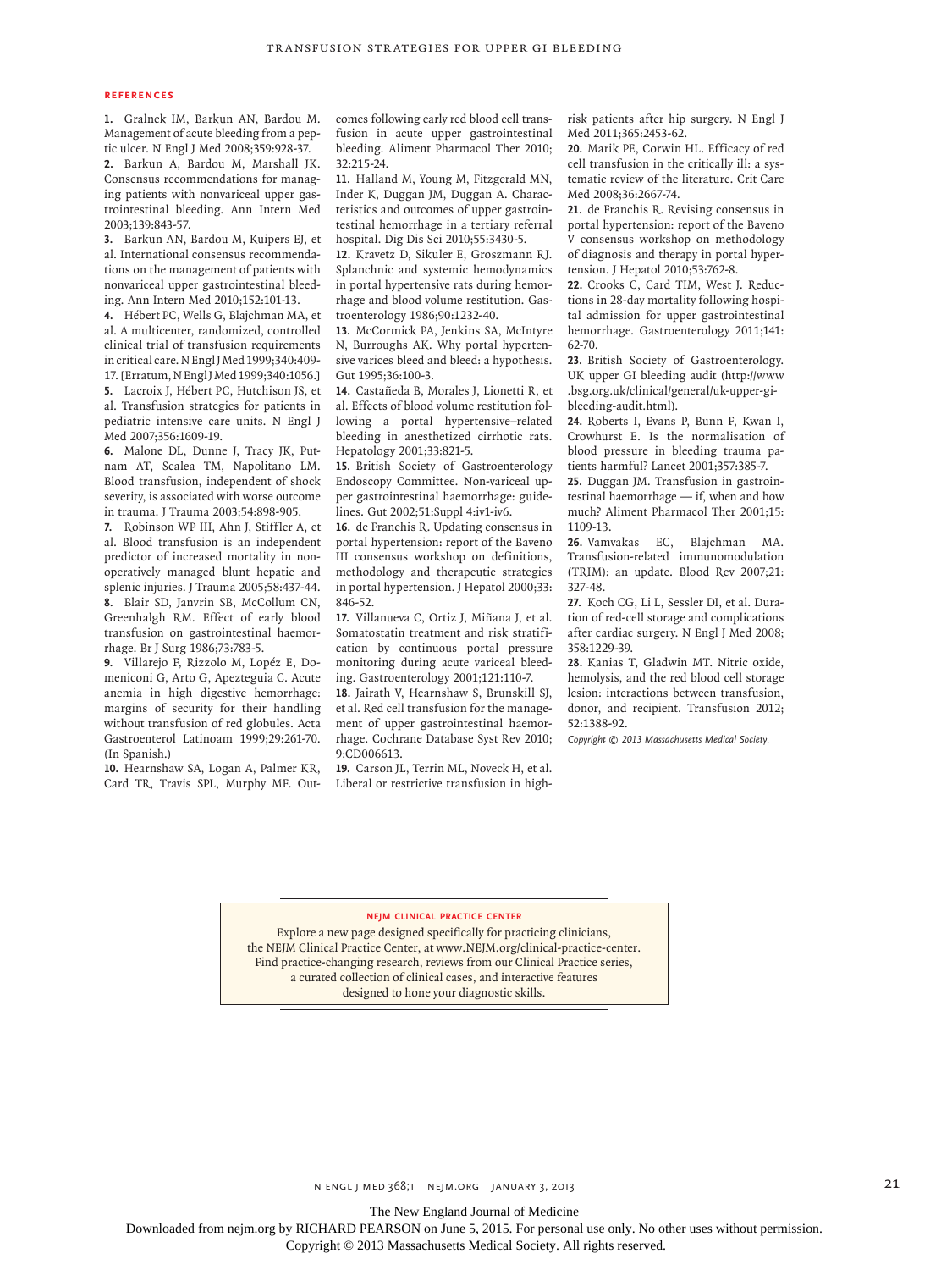## References

1. Gralnek IM, Barkun AN, Bardou M. Management of acute bleeding from a peptic ulcer. N Engl J Med 2008;359:928-37.
2. Barkun A, Bardou M, Marshall JK. Consensus recommendations for managing patients with nonvariceal upper gastrointestinal bleeding. Ann Intern Med 2003;139:843-57.
3. Barkun AN, Bardou M, Kuipers EJ, et al. International consensus recommendations on the management of patients with nonvariceal upper gastrointestinal bleeding. Ann Intern Med 2010;152:101-13.
4. Hébert PC, Wells G, Blajchman MA, et al. A multicenter, randomized, controlled clinical trial of transfusion requirements in critical care. N Engl J Med 1999;340:409-17. [Erratum, N Engl J Med 1999;340:1056.]
5. Lacroix J, Hébert PC, Hutchison JS, et al. Transfusion strategies for patients in pediatric intensive care units. N Engl J Med 2007;356:1609-19.
6. Malone DL, Dunne J, Tracy JK, Putnam AT, Scalea TM, Napolitano LM. Blood transfusion, independent of shock severity, is associated with worse outcome in trauma. J Trauma 2003;54:898-905.
7. Robinson WP III, Ahn J, Stiffler A, et al. Blood transfusion is an independent predictor of increased mortality in nonoperatively managed blunt hepatic and splenic injuries. J Trauma 2005;58:437-44.
8. Blair SD, Janvrin SB, McCollum CN, Greenhalgh RM. Effect of early blood transfusion on gastrointestinal haemorrhage. Br J Surg 1986;73:783-5.
9. Villarejo F, Rizzolo M, Lopéz E, Domeniconi G, Arto G, Apezteguia C. Acute anemia in high digestive hemorrhage: margins of security for their handling without transfusion of red globules. Acta Gastroenterol Latinoam 1999;29:261-70. (In Spanish.)
10. Hearnshaw SA, Logan A, Palmer KR, Card TR, Travis SPL, Murphy MF. Outcomes following early red blood cell transfusion in acute upper gastrointestinal bleeding. Aliment Pharmacol Ther 2010;32:215-24.
11. Halland M, Young M, Fitzgerald MN, Inder K, Duggan JM, Duggan A. Characteristics and outcomes of upper gastrointestinal hemorrhage in a tertiary referral hospital. Dig Dis Sci 2010;55:3430-5.
12. Kravetz D, Sikuler E, Groszmann RJ. Splanchnic and systemic hemodynamics in portal hypertensive rats during hemorrhage and blood volume restitution. Gastroenterology 1986;90:1232-40.
13. McCormick PA, Jenkins SA, McIntyre N, Burroughs AK. Why portal hypertensive varices bleed and bleed: a hypothesis. Gut 1995;36:100-3.
14. Castañeda B, Morales J, Lionetti R, et al. Effects of blood volume restitution following a portal hypertensive–related bleeding in anesthetized cirrhotic rats. Hepatology 2001;33:821-5.
15. British Society of Gastroenterology Endoscopy Committee. Non-variceal upper gastrointestinal haemorrhage: guidelines. Gut 2002;51:Suppl 4:iv1-iv6.
16. de Franchis R. Updating consensus in portal hypertension: report of the Baveno III consensus workshop on definitions, methodology and therapeutic strategies in portal hypertension. J Hepatol 2000;33:846-52.
17. Villanueva C, Ortiz J, Miñana J, et al. Somatostatin treatment and risk stratification by continuous portal pressure monitoring during acute variceal bleeding. Gastroenterology 2001;121:110-7.
18. Jairath V, Hearnshaw S, Brunskill SJ, et al. Red cell transfusion for the management of upper gastrointestinal haemorrhage. Cochrane Database Syst Rev 2010;9:CD006613.
19. Carson JL, Terrin ML, Noveck H, et al. Liberal or restrictive transfusion in high-risk patients after hip surgery. N Engl J Med 2011;365:2453-62.
20. Marik PE, Corwin HL. Efficacy of red cell transfusion in the critically ill: a systematic review of the literature. Crit Care Med 2008;36:2667-74.
21. de Franchis R. Revising consensus in portal hypertension: report of the Baveno V consensus workshop on methodology of diagnosis and therapy in portal hypertension. J Hepatol 2010;53:762-8.
22. Crooks C, Card TIM, West J. Reductions in 28-day mortality following hospital admission for upper gastrointestinal hemorrhage. Gastroenterology 2011;141:62-70.
23. British Society of Gastroenterology. UK upper GI bleeding audit (http://www.bsg.org.uk/clinical/general/uk-upper-gi-bleeding-audit.html).
24. Roberts I, Evans P, Bunn F, Kwan I, Crowhurst E. Is the normalisation of blood pressure in bleeding trauma patients harmful? Lancet 2001;357:385-7.
25. Duggan JM. Transfusion in gastrointestinal haemorrhage — if, when and how much? Aliment Pharmacol Ther 2001;15:1109-13.
26. Vamvakas EC, Blajchman MA. Transfusion-related immunomodulation (TRIM): an update. Blood Rev 2007;21:327-48.
27. Koch CG, Li L, Sessler DI, et al. Duration of red-cell storage and complications after cardiac surgery. N Engl J Med 2008;358:1229-39.
28. Kanias T, Gladwin MT. Nitric oxide, hemolysis, and the red blood cell storage lesion: interactions between transfusion, donor, and recipient. Transfusion 2012;52:1388-92.

*Copyright © 2013 Massachusetts Medical Society.*

**NEJM Clinical Practice Center**

Explore a new page designed specifically for practicing clinicians, the NEJM Clinical Practice Center, at www.NEJM.org/clinical-practice-center. Find practice-changing research, reviews from our Clinical Practice series, a curated collection of clinical cases, and interactive features designed to hone your diagnostic skills.